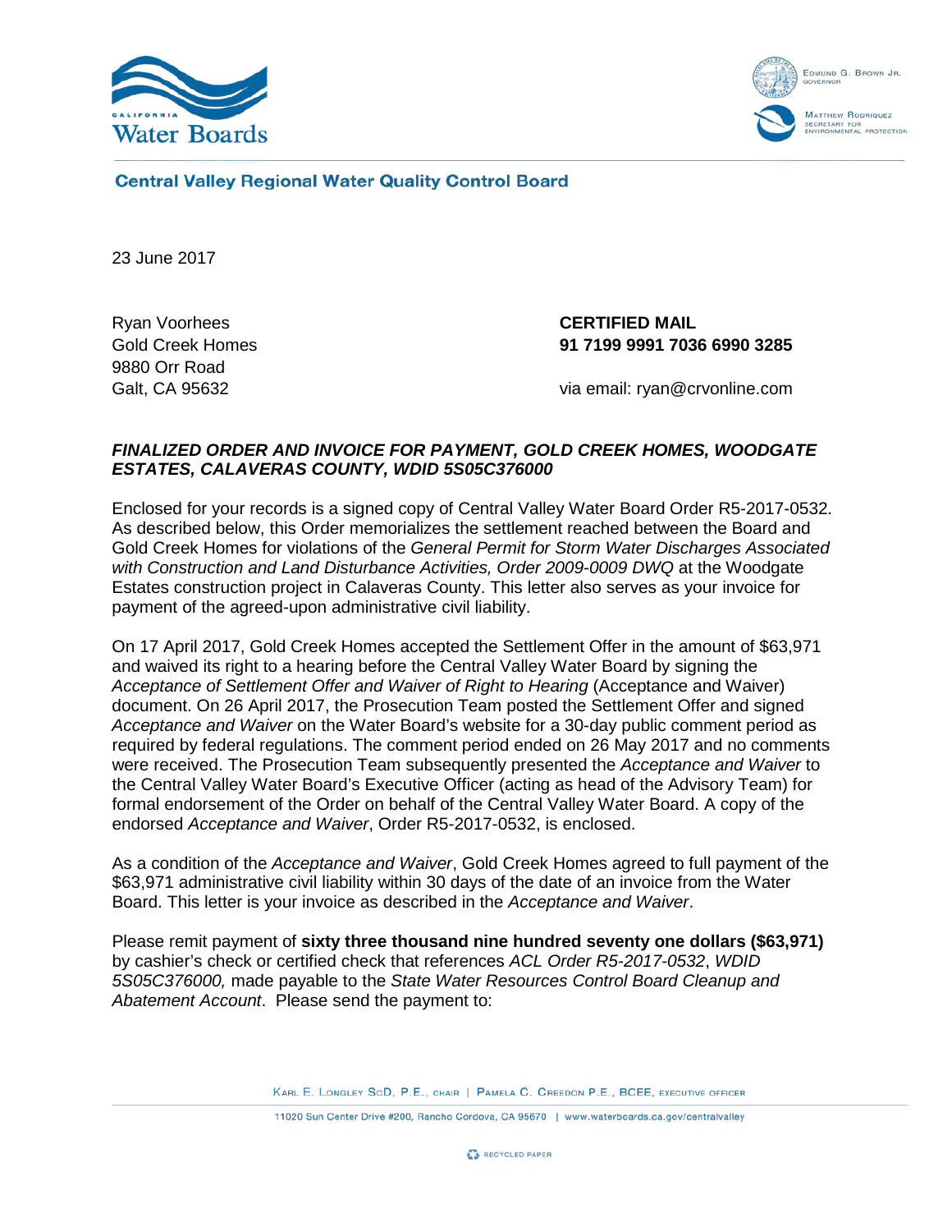California Water Boards

Edmund G. Brown Jr., Governor

Matthew Rodriquez, Secretary for Environmental Protection

**Central Valley Regional Water Quality Control Board**

23 June 2017

Ryan Voorhees
Gold Creek Homes
9880 Orr Road
Galt, CA 95632

**CERTIFIED MAIL**
**91 7199 9991 7036 6990 3285**

via email: ryan@crvonline.com

***FINALIZED ORDER AND INVOICE FOR PAYMENT, GOLD CREEK HOMES, WOODGATE ESTATES, CALAVERAS COUNTY, WDID 5S05C376000***

Enclosed for your records is a signed copy of Central Valley Water Board Order R5-2017-0532. As described below, this Order memorializes the settlement reached between the Board and Gold Creek Homes for violations of the *General Permit for Storm Water Discharges Associated with Construction and Land Disturbance Activities, Order 2009-0009 DWQ* at the Woodgate Estates construction project in Calaveras County. This letter also serves as your invoice for payment of the agreed-upon administrative civil liability.

On 17 April 2017, Gold Creek Homes accepted the Settlement Offer in the amount of $63,971 and waived its right to a hearing before the Central Valley Water Board by signing the *Acceptance of Settlement Offer and Waiver of Right to Hearing* (Acceptance and Waiver) document. On 26 April 2017, the Prosecution Team posted the Settlement Offer and signed *Acceptance and Waiver* on the Water Board's website for a 30-day public comment period as required by federal regulations. The comment period ended on 26 May 2017 and no comments were received. The Prosecution Team subsequently presented the *Acceptance and Waiver* to the Central Valley Water Board's Executive Officer (acting as head of the Advisory Team) for formal endorsement of the Order on behalf of the Central Valley Water Board. A copy of the endorsed *Acceptance and Waiver*, Order R5-2017-0532, is enclosed.

As a condition of the *Acceptance and Waiver*, Gold Creek Homes agreed to full payment of the $63,971 administrative civil liability within 30 days of the date of an invoice from the Water Board. This letter is your invoice as described in the *Acceptance and Waiver*.

Please remit payment of **sixty three thousand nine hundred seventy one dollars ($63,971)** by cashier's check or certified check that references *ACL Order R5-2017-0532*, *WDID 5S05C376000,* made payable to the *State Water Resources Control Board Cleanup and Abatement Account*. Please send the payment to: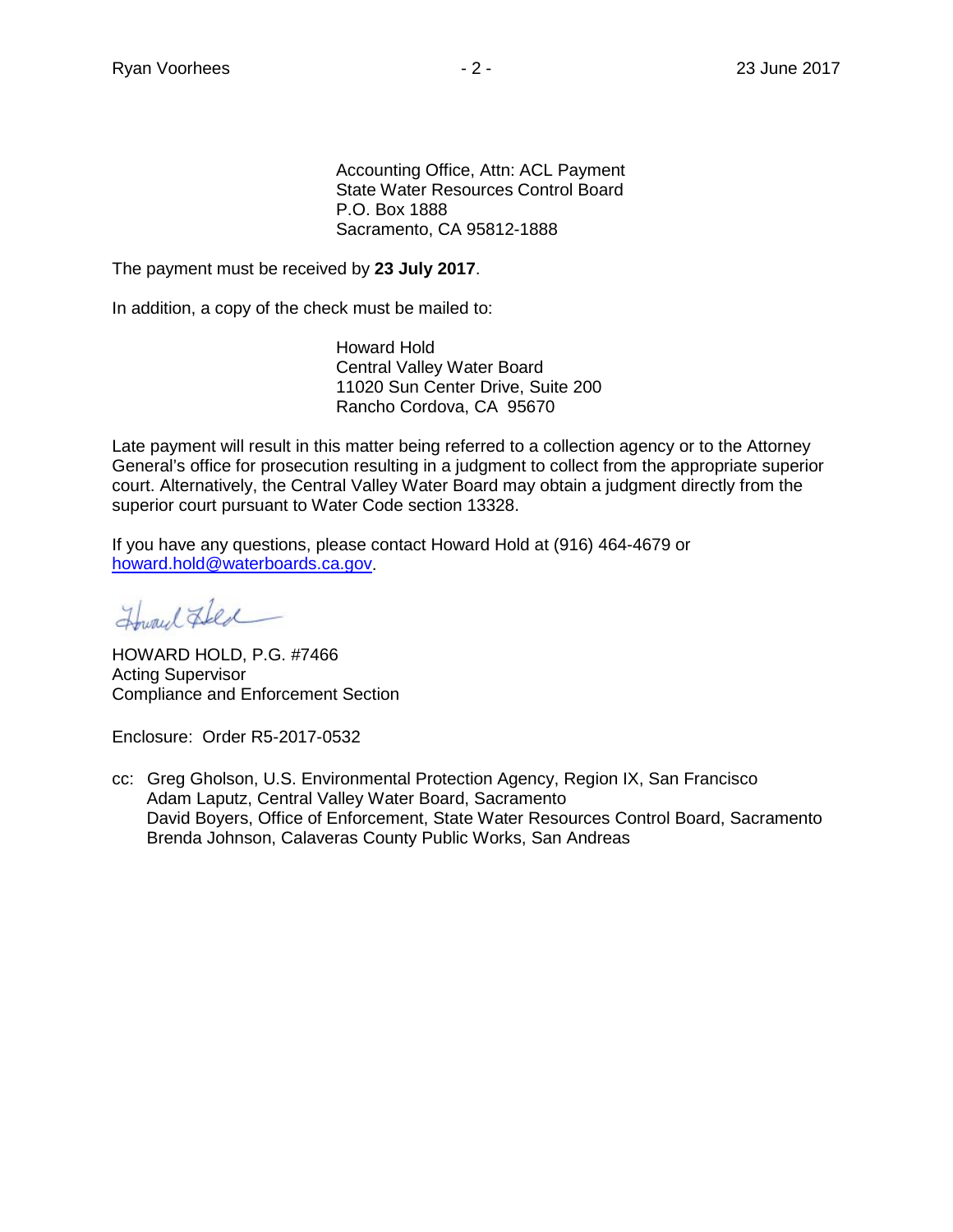Accounting Office, Attn: ACL Payment
State Water Resources Control Board
P.O. Box 1888
Sacramento, CA 95812-1888

The payment must be received by **23 July 2017**.

In addition, a copy of the check must be mailed to:

Howard Hold
Central Valley Water Board
11020 Sun Center Drive, Suite 200
Rancho Cordova, CA 95670

Late payment will result in this matter being referred to a collection agency or to the Attorney General's office for prosecution resulting in a judgment to collect from the appropriate superior court. Alternatively, the Central Valley Water Board may obtain a judgment directly from the superior court pursuant to Water Code section 13328.

If you have any questions, please contact Howard Hold at (916) 464-4679 or [howard.hold@waterboards.ca.gov](mailto:howard.hold@waterboards.ca.gov).

HOWARD HOLD, P.G. #7466
Acting Supervisor
Compliance and Enforcement Section

Enclosure: Order R5-2017-0532

cc: Greg Gholson, U.S. Environmental Protection Agency, Region IX, San Francisco
Adam Laputz, Central Valley Water Board, Sacramento
David Boyers, Office of Enforcement, State Water Resources Control Board, Sacramento
Brenda Johnson, Calaveras County Public Works, San Andreas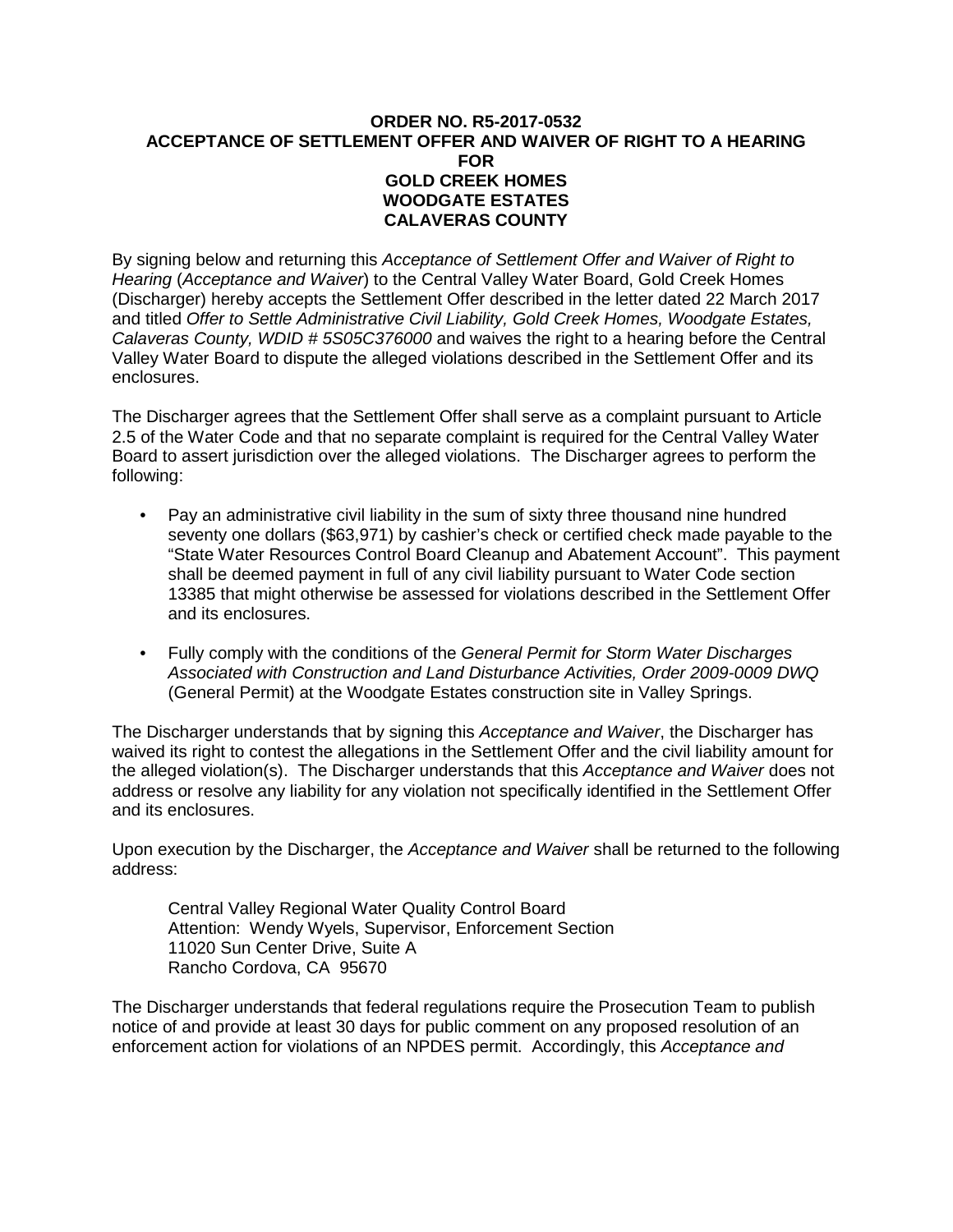**ORDER NO. R5-2017-0532**
**ACCEPTANCE OF SETTLEMENT OFFER AND WAIVER OF RIGHT TO A HEARING**
**FOR**
**GOLD CREEK HOMES**
**WOODGATE ESTATES**
**CALAVERAS COUNTY**

By signing below and returning this *Acceptance of Settlement Offer and Waiver of Right to Hearing* (*Acceptance and Waiver*) to the Central Valley Water Board, Gold Creek Homes (Discharger) hereby accepts the Settlement Offer described in the letter dated 22 March 2017 and titled *Offer to Settle Administrative Civil Liability, Gold Creek Homes, Woodgate Estates, Calaveras County, WDID # 5S05C376000* and waives the right to a hearing before the Central Valley Water Board to dispute the alleged violations described in the Settlement Offer and its enclosures.

The Discharger agrees that the Settlement Offer shall serve as a complaint pursuant to Article 2.5 of the Water Code and that no separate complaint is required for the Central Valley Water Board to assert jurisdiction over the alleged violations. The Discharger agrees to perform the following:

- Pay an administrative civil liability in the sum of sixty three thousand nine hundred seventy one dollars ($63,971) by cashier's check or certified check made payable to the "State Water Resources Control Board Cleanup and Abatement Account". This payment shall be deemed payment in full of any civil liability pursuant to Water Code section 13385 that might otherwise be assessed for violations described in the Settlement Offer and its enclosures.
- Fully comply with the conditions of the *General Permit for Storm Water Discharges Associated with Construction and Land Disturbance Activities, Order 2009-0009 DWQ* (General Permit) at the Woodgate Estates construction site in Valley Springs.

The Discharger understands that by signing this *Acceptance and Waiver*, the Discharger has waived its right to contest the allegations in the Settlement Offer and the civil liability amount for the alleged violation(s). The Discharger understands that this *Acceptance and Waiver* does not address or resolve any liability for any violation not specifically identified in the Settlement Offer and its enclosures.

Upon execution by the Discharger, the *Acceptance and Waiver* shall be returned to the following address:

Central Valley Regional Water Quality Control Board
Attention: Wendy Wyels, Supervisor, Enforcement Section
11020 Sun Center Drive, Suite A
Rancho Cordova, CA 95670

The Discharger understands that federal regulations require the Prosecution Team to publish notice of and provide at least 30 days for public comment on any proposed resolution of an enforcement action for violations of an NPDES permit. Accordingly, this *Acceptance and*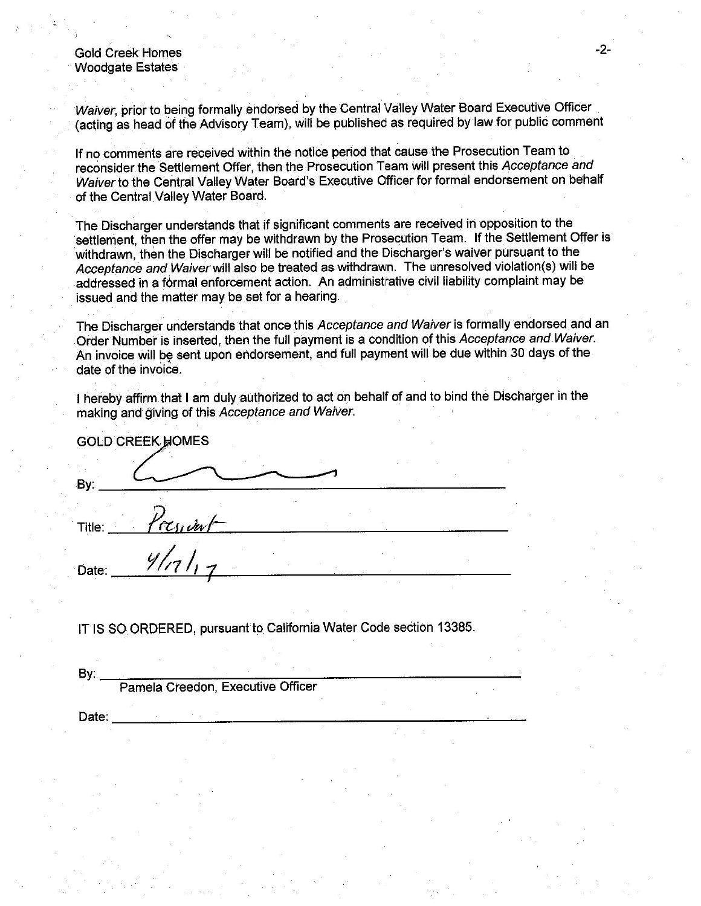Gold Creek Homes
Woodgate Estates

*Waiver*, prior to being formally endorsed by the Central Valley Water Board Executive Officer (acting as head of the Advisory Team), will be published as required by law for public comment

If no comments are received within the notice period that cause the Prosecution Team to reconsider the Settlement Offer, then the Prosecution Team will present this *Acceptance and Waiver* to the Central Valley Water Board's Executive Officer for formal endorsement on behalf of the Central Valley Water Board.

The Discharger understands that if significant comments are received in opposition to the settlement, then the offer may be withdrawn by the Prosecution Team. If the Settlement Offer is withdrawn, then the Discharger will be notified and the Discharger's waiver pursuant to the *Acceptance and Waiver* will also be treated as withdrawn. The unresolved violation(s) will be addressed in a formal enforcement action. An administrative civil liability complaint may be issued and the matter may be set for a hearing.

The Discharger understands that once this *Acceptance and Waiver* is formally endorsed and an Order Number is inserted, then the full payment is a condition of this *Acceptance and Waiver*. An invoice will be sent upon endorsement, and full payment will be due within 30 days of the date of the invoice.

I hereby affirm that I am duly authorized to act on behalf of and to bind the Discharger in the making and giving of this *Acceptance and Waiver*.

GOLD CREEK HOMES

By: [signature]

Title: President

Date: 4/17/17

IT IS SO ORDERED, pursuant to California Water Code section 13385.

By: ______________________________
Pamela Creedon, Executive Officer

Date: ______________________________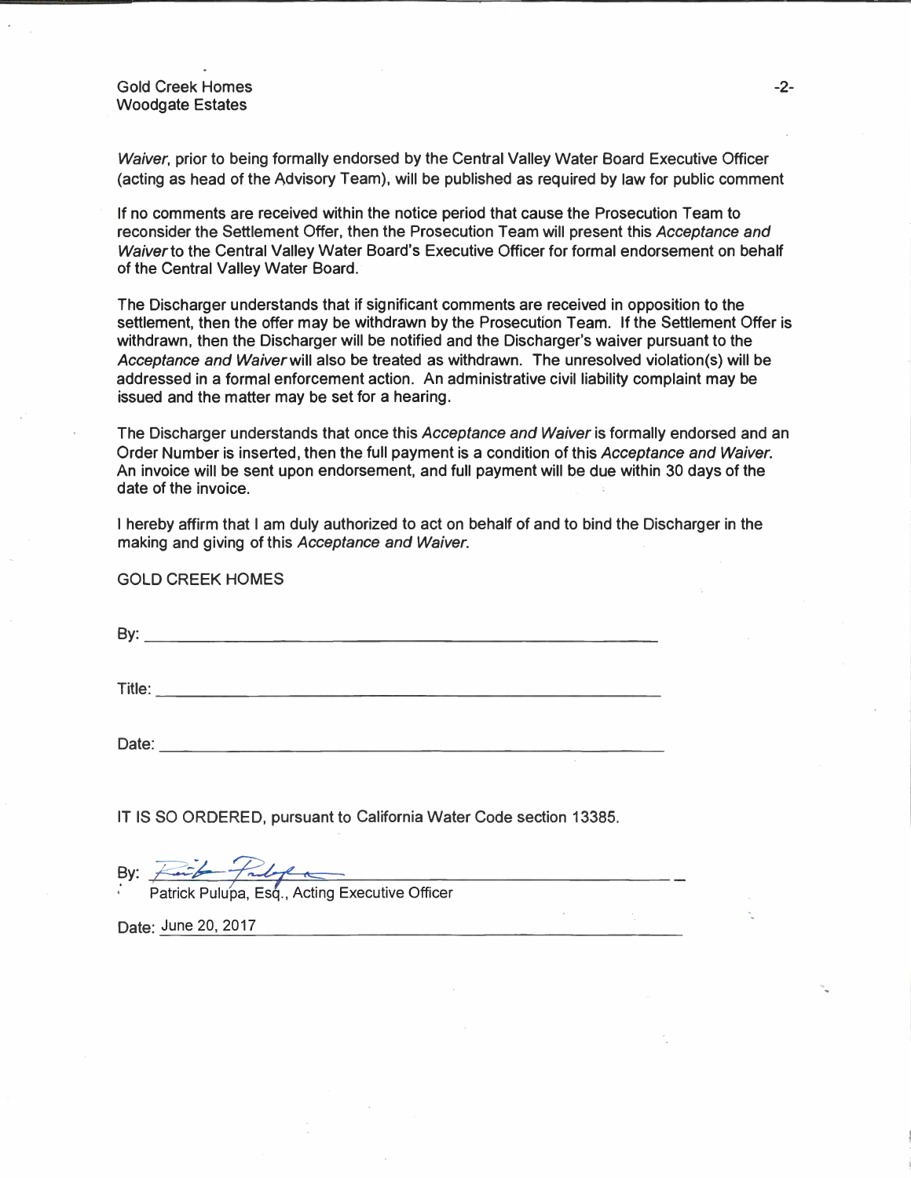*Waiver*, prior to being formally endorsed by the Central Valley Water Board Executive Officer (acting as head of the Advisory Team), will be published as required by law for public comment

If no comments are received within the notice period that cause the Prosecution Team to reconsider the Settlement Offer, then the Prosecution Team will present this *Acceptance and Waiver* to the Central Valley Water Board's Executive Officer for formal endorsement on behalf of the Central Valley Water Board.

The Discharger understands that if significant comments are received in opposition to the settlement, then the offer may be withdrawn by the Prosecution Team. If the Settlement Offer is withdrawn, then the Discharger will be notified and the Discharger's waiver pursuant to the *Acceptance and Waiver* will also be treated as withdrawn. The unresolved violation(s) will be addressed in a formal enforcement action. An administrative civil liability complaint may be issued and the matter may be set for a hearing.

The Discharger understands that once this *Acceptance and Waiver* is formally endorsed and an Order Number is inserted, then the full payment is a condition of this *Acceptance and Waiver*. An invoice will be sent upon endorsement, and full payment will be due within 30 days of the date of the invoice.

I hereby affirm that I am duly authorized to act on behalf of and to bind the Discharger in the making and giving of this *Acceptance and Waiver*.

GOLD CREEK HOMES

By: ____________________________________________

Title: ____________________________________________

Date: ____________________________________________

IT IS SO ORDERED, pursuant to California Water Code section 13385.

By: ____________________________________________
Patrick Pulupa, Esq., Acting Executive Officer

Date: June 20, 2017